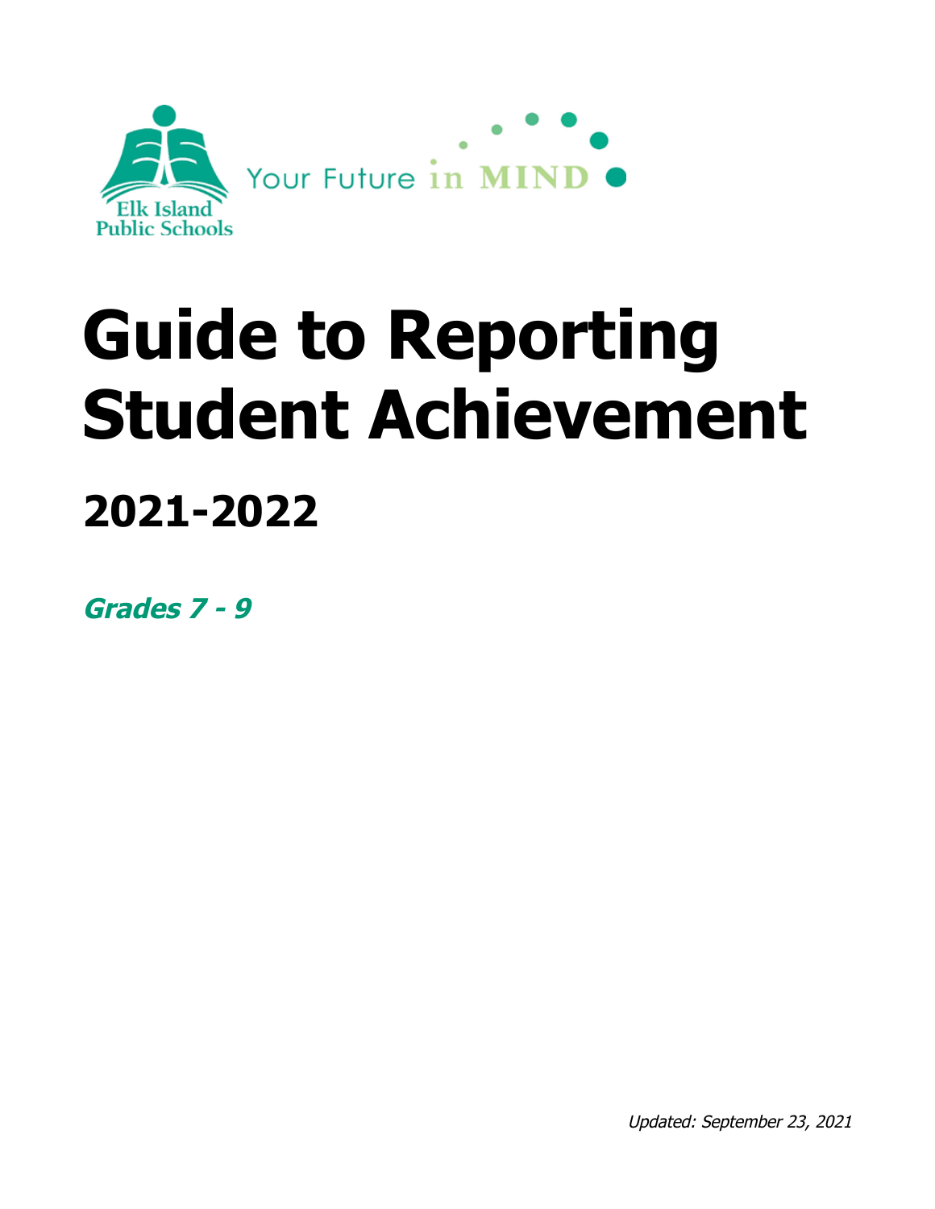Elk Island Public Schools

Your Future in MIND

# Guide to Reporting Student Achievement

## 2021-2022

***Grades 7 - 9***

*Updated: September 23, 2021*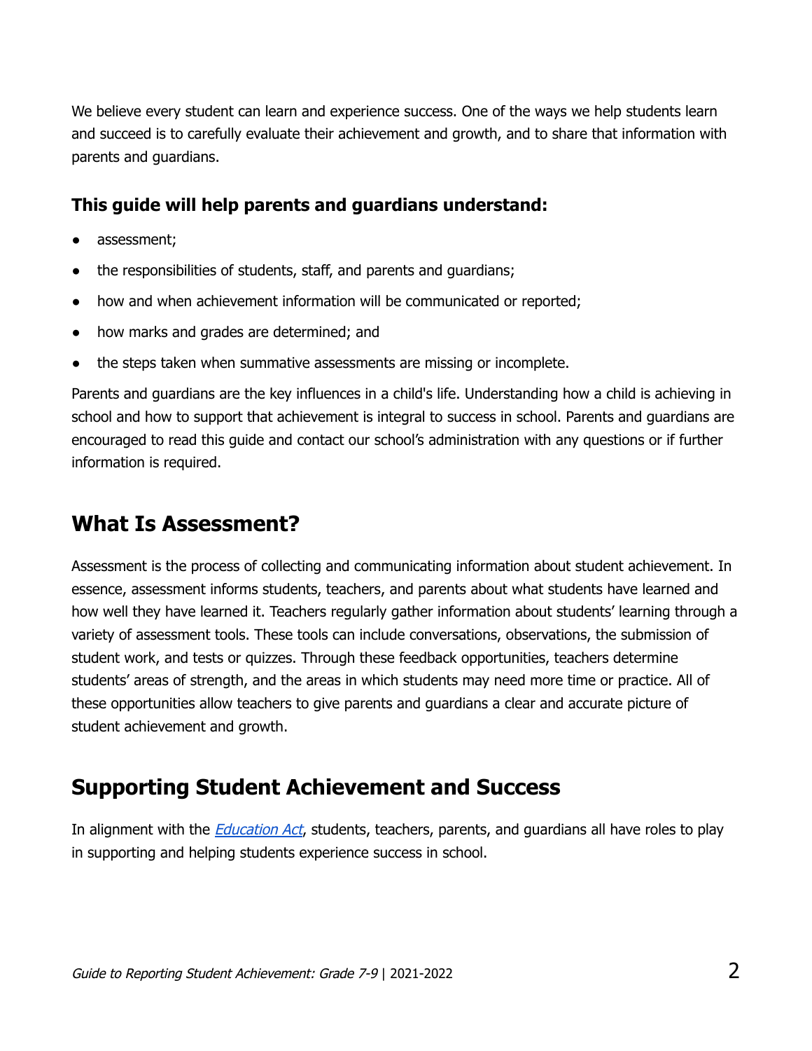We believe every student can learn and experience success. One of the ways we help students learn and succeed is to carefully evaluate their achievement and growth, and to share that information with parents and guardians.

### This guide will help parents and guardians understand:

- assessment;
- the responsibilities of students, staff, and parents and guardians;
- how and when achievement information will be communicated or reported;
- how marks and grades are determined; and
- the steps taken when summative assessments are missing or incomplete.

Parents and guardians are the key influences in a child's life. Understanding how a child is achieving in school and how to support that achievement is integral to success in school. Parents and guardians are encouraged to read this guide and contact our school's administration with any questions or if further information is required.

## What Is Assessment?

Assessment is the process of collecting and communicating information about student achievement. In essence, assessment informs students, teachers, and parents about what students have learned and how well they have learned it. Teachers regularly gather information about students' learning through a variety of assessment tools. These tools can include conversations, observations, the submission of student work, and tests or quizzes. Through these feedback opportunities, teachers determine students' areas of strength, and the areas in which students may need more time or practice. All of these opportunities allow teachers to give parents and guardians a clear and accurate picture of student achievement and growth.

## Supporting Student Achievement and Success

In alignment with the *Education Act*, students, teachers, parents, and guardians all have roles to play in supporting and helping students experience success in school.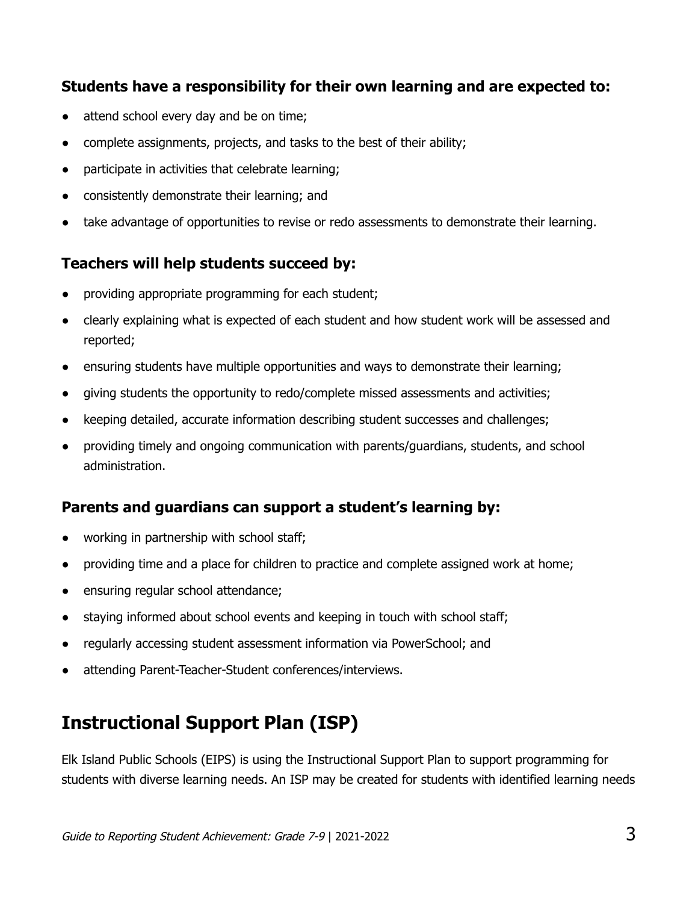### Students have a responsibility for their own learning and are expected to:

- attend school every day and be on time;
- complete assignments, projects, and tasks to the best of their ability;
- participate in activities that celebrate learning;
- consistently demonstrate their learning; and
- take advantage of opportunities to revise or redo assessments to demonstrate their learning.

### Teachers will help students succeed by:

- providing appropriate programming for each student;
- clearly explaining what is expected of each student and how student work will be assessed and reported;
- ensuring students have multiple opportunities and ways to demonstrate their learning;
- giving students the opportunity to redo/complete missed assessments and activities;
- keeping detailed, accurate information describing student successes and challenges;
- providing timely and ongoing communication with parents/guardians, students, and school administration.

### Parents and guardians can support a student's learning by:

- working in partnership with school staff;
- providing time and a place for children to practice and complete assigned work at home;
- ensuring regular school attendance;
- staying informed about school events and keeping in touch with school staff;
- regularly accessing student assessment information via PowerSchool; and
- attending Parent-Teacher-Student conferences/interviews.

## Instructional Support Plan (ISP)

Elk Island Public Schools (EIPS) is using the Instructional Support Plan to support programming for students with diverse learning needs. An ISP may be created for students with identified learning needs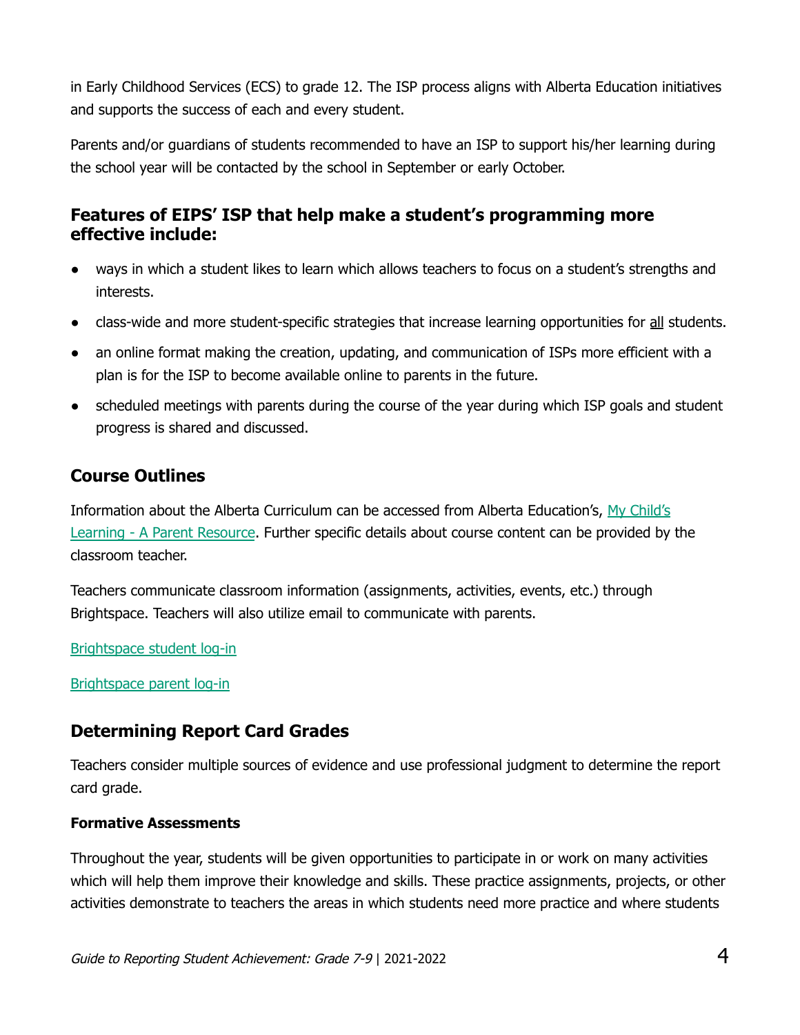in Early Childhood Services (ECS) to grade 12. The ISP process aligns with Alberta Education initiatives and supports the success of each and every student.

Parents and/or guardians of students recommended to have an ISP to support his/her learning during the school year will be contacted by the school in September or early October.

### Features of EIPS' ISP that help make a student's programming more effective include:

- ways in which a student likes to learn which allows teachers to focus on a student's strengths and interests.
- class-wide and more student-specific strategies that increase learning opportunities for <u>all</u> students.
- an online format making the creation, updating, and communication of ISPs more efficient with a plan is for the ISP to become available online to parents in the future.
- scheduled meetings with parents during the course of the year during which ISP goals and student progress is shared and discussed.

## Course Outlines

Information about the Alberta Curriculum can be accessed from Alberta Education's, [My Child's Learning - A Parent Resource](). Further specific details about course content can be provided by the classroom teacher.

Teachers communicate classroom information (assignments, activities, events, etc.) through Brightspace. Teachers will also utilize email to communicate with parents.

[Brightspace student log-in]()

[Brightspace parent log-in]()

## Determining Report Card Grades

Teachers consider multiple sources of evidence and use professional judgment to determine the report card grade.

#### Formative Assessments

Throughout the year, students will be given opportunities to participate in or work on many activities which will help them improve their knowledge and skills. These practice assignments, projects, or other activities demonstrate to teachers the areas in which students need more practice and where students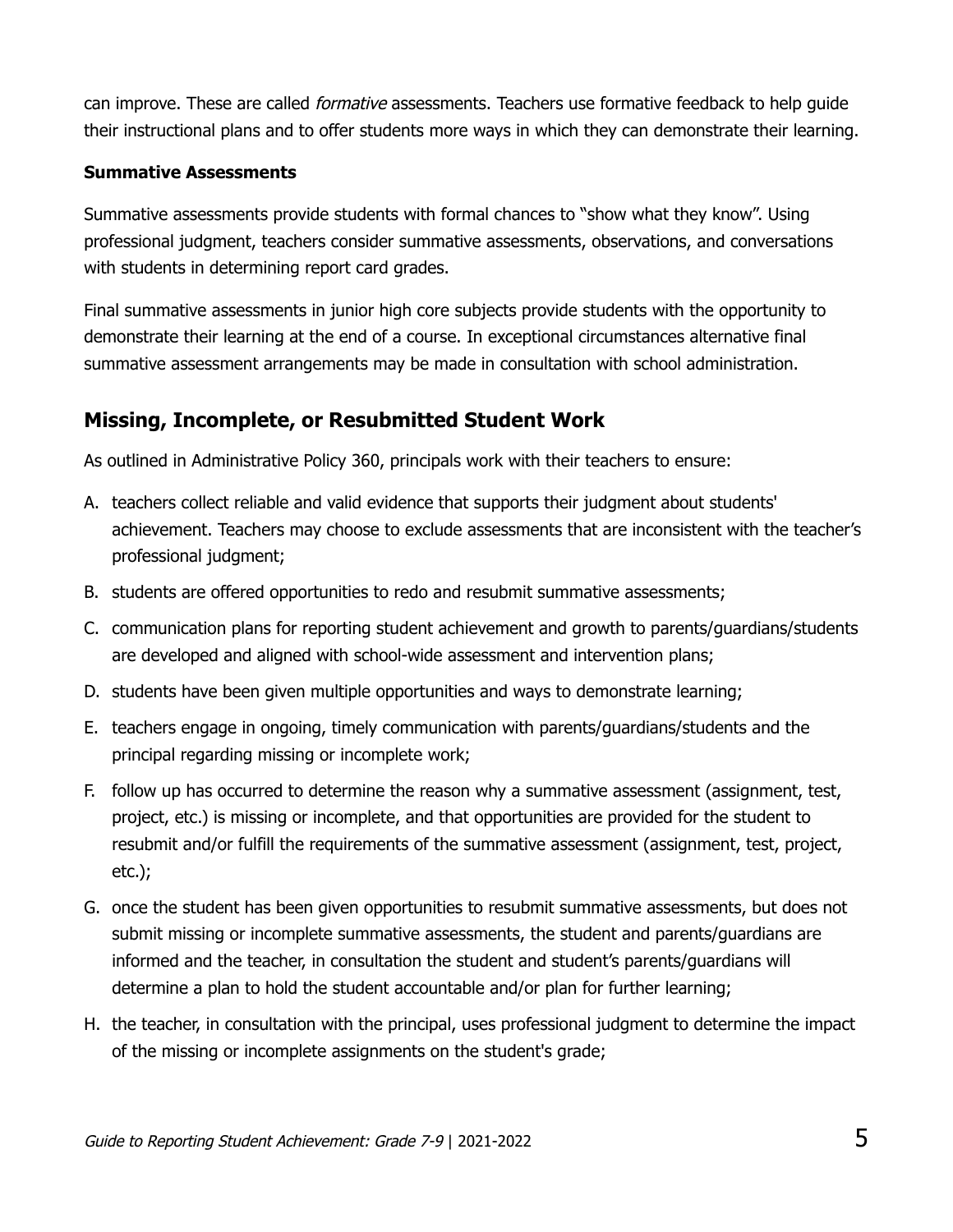can improve. These are called *formative* assessments. Teachers use formative feedback to help guide their instructional plans and to offer students more ways in which they can demonstrate their learning.

**Summative Assessments**

Summative assessments provide students with formal chances to "show what they know". Using professional judgment, teachers consider summative assessments, observations, and conversations with students in determining report card grades.

Final summative assessments in junior high core subjects provide students with the opportunity to demonstrate their learning at the end of a course. In exceptional circumstances alternative final summative assessment arrangements may be made in consultation with school administration.

## Missing, Incomplete, or Resubmitted Student Work

As outlined in Administrative Policy 360, principals work with their teachers to ensure:

A. teachers collect reliable and valid evidence that supports their judgment about students' achievement. Teachers may choose to exclude assessments that are inconsistent with the teacher's professional judgment;

B. students are offered opportunities to redo and resubmit summative assessments;

C. communication plans for reporting student achievement and growth to parents/guardians/students are developed and aligned with school-wide assessment and intervention plans;

D. students have been given multiple opportunities and ways to demonstrate learning;

E. teachers engage in ongoing, timely communication with parents/guardians/students and the principal regarding missing or incomplete work;

F. follow up has occurred to determine the reason why a summative assessment (assignment, test, project, etc.) is missing or incomplete, and that opportunities are provided for the student to resubmit and/or fulfill the requirements of the summative assessment (assignment, test, project, etc.);

G. once the student has been given opportunities to resubmit summative assessments, but does not submit missing or incomplete summative assessments, the student and parents/guardians are informed and the teacher, in consultation the student and student's parents/guardians will determine a plan to hold the student accountable and/or plan for further learning;

H. the teacher, in consultation with the principal, uses professional judgment to determine the impact of the missing or incomplete assignments on the student's grade;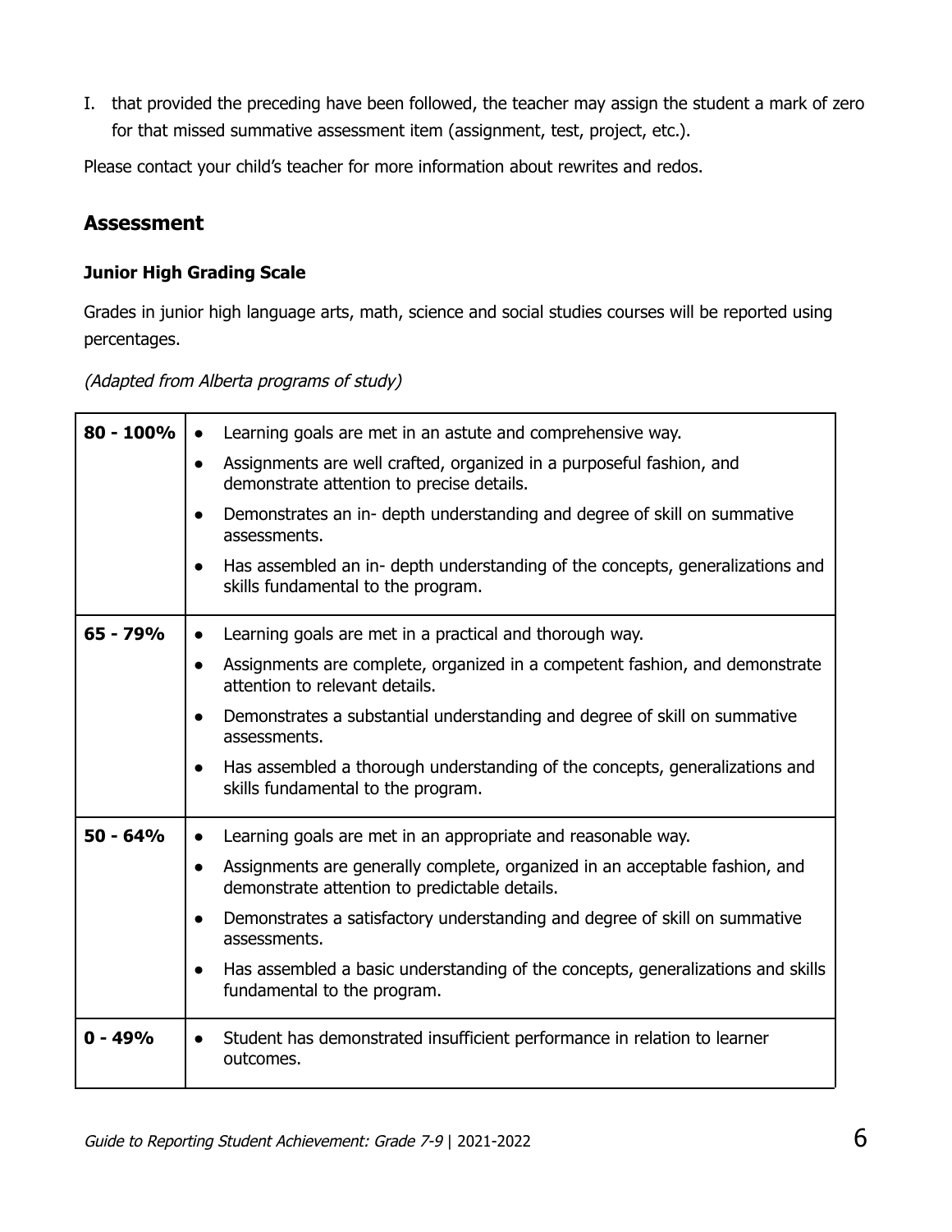I. that provided the preceding have been followed, the teacher may assign the student a mark of zero for that missed summative assessment item (assignment, test, project, etc.).

Please contact your child's teacher for more information about rewrites and redos.

## Assessment

### Junior High Grading Scale

Grades in junior high language arts, math, science and social studies courses will be reported using percentages.

*(Adapted from Alberta programs of study)*

| Grade | Description |
|---|---|
| **80 - 100%** | • Learning goals are met in an astute and comprehensive way.<br>• Assignments are well crafted, organized in a purposeful fashion, and demonstrate attention to precise details.<br>• Demonstrates an in- depth understanding and degree of skill on summative assessments.<br>• Has assembled an in- depth understanding of the concepts, generalizations and skills fundamental to the program. |
| **65 - 79%** | • Learning goals are met in a practical and thorough way.<br>• Assignments are complete, organized in a competent fashion, and demonstrate attention to relevant details.<br>• Demonstrates a substantial understanding and degree of skill on summative assessments.<br>• Has assembled a thorough understanding of the concepts, generalizations and skills fundamental to the program. |
| **50 - 64%** | • Learning goals are met in an appropriate and reasonable way.<br>• Assignments are generally complete, organized in an acceptable fashion, and demonstrate attention to predictable details.<br>• Demonstrates a satisfactory understanding and degree of skill on summative assessments.<br>• Has assembled a basic understanding of the concepts, generalizations and skills fundamental to the program. |
| **0 - 49%** | • Student has demonstrated insufficient performance in relation to learner outcomes. |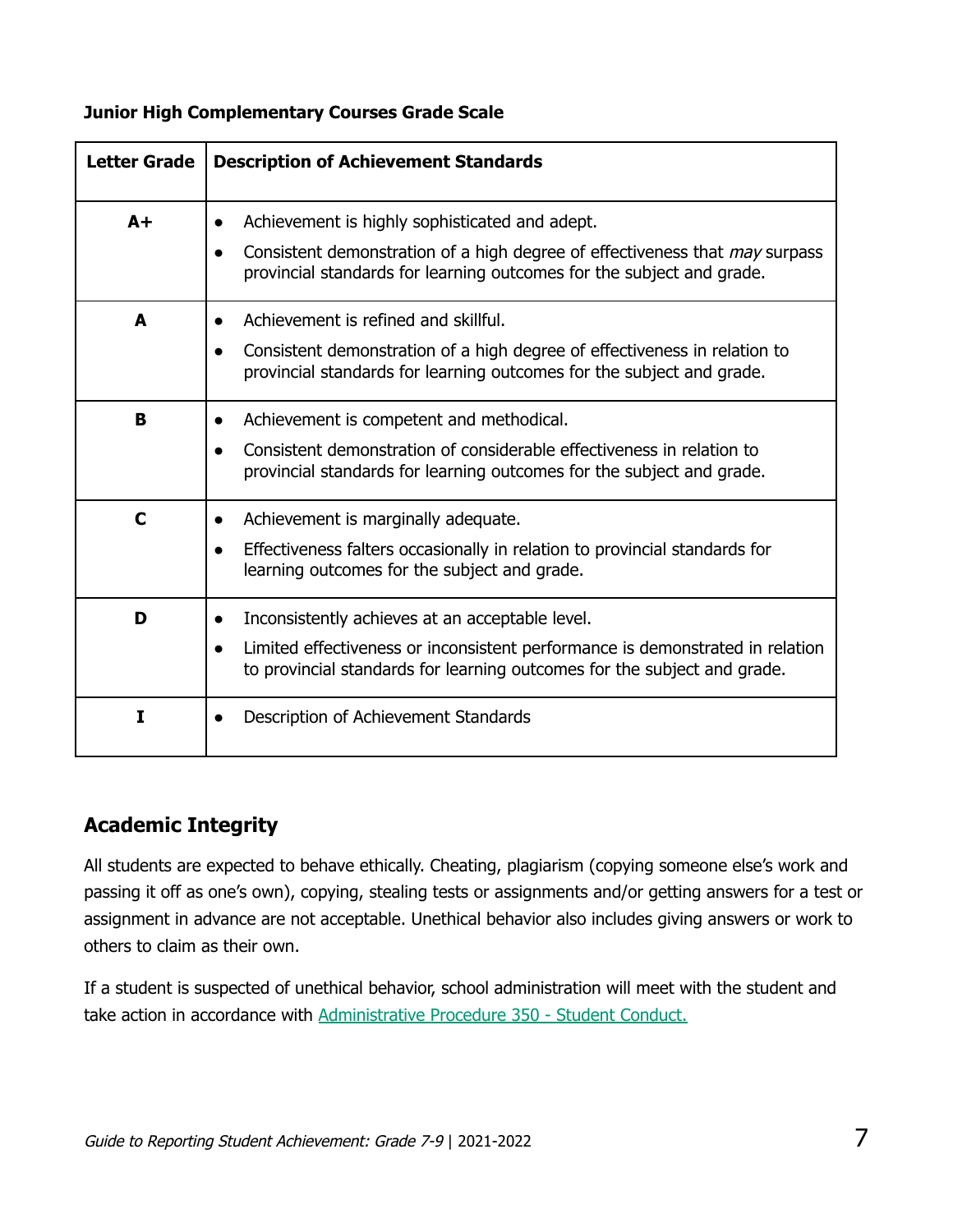**Junior High Complementary Courses Grade Scale**

| Letter Grade | Description of Achievement Standards |
|---|---|
| **A+** | • Achievement is highly sophisticated and adept.<br>• Consistent demonstration of a high degree of effectiveness that *may* surpass provincial standards for learning outcomes for the subject and grade. |
| **A** | • Achievement is refined and skillful.<br>• Consistent demonstration of a high degree of effectiveness in relation to provincial standards for learning outcomes for the subject and grade. |
| **B** | • Achievement is competent and methodical.<br>• Consistent demonstration of considerable effectiveness in relation to provincial standards for learning outcomes for the subject and grade. |
| **C** | • Achievement is marginally adequate.<br>• Effectiveness falters occasionally in relation to provincial standards for learning outcomes for the subject and grade. |
| **D** | • Inconsistently achieves at an acceptable level.<br>• Limited effectiveness or inconsistent performance is demonstrated in relation to provincial standards for learning outcomes for the subject and grade. |
| **I** | • Description of Achievement Standards |

## Academic Integrity

All students are expected to behave ethically. Cheating, plagiarism (copying someone else's work and passing it off as one's own), copying, stealing tests or assignments and/or getting answers for a test or assignment in advance are not acceptable. Unethical behavior also includes giving answers or work to others to claim as their own.

If a student is suspected of unethical behavior, school administration will meet with the student and take action in accordance with Administrative Procedure 350 - Student Conduct.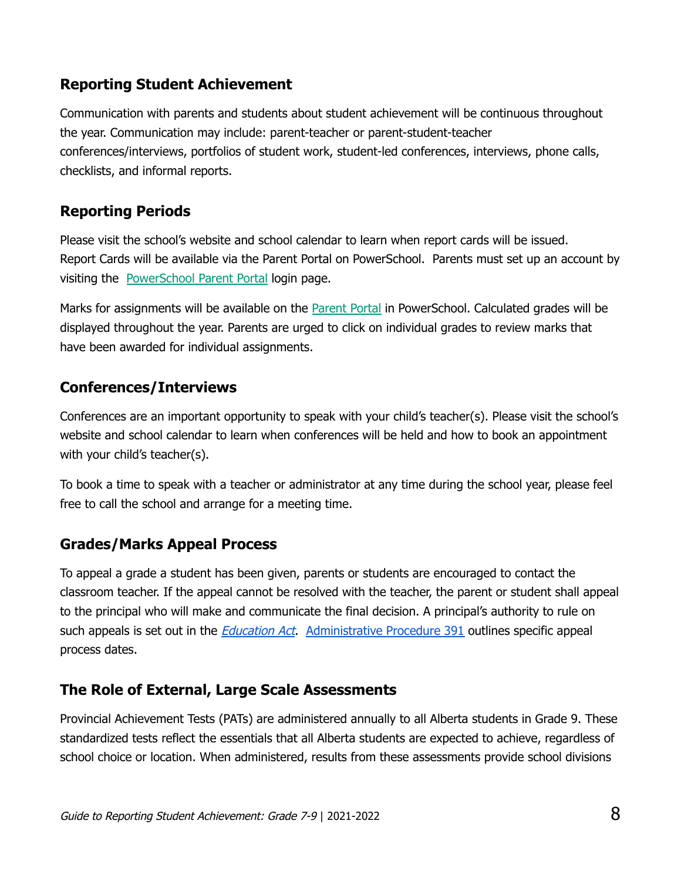## Reporting Student Achievement

Communication with parents and students about student achievement will be continuous throughout the year. Communication may include: parent-teacher or parent-student-teacher conferences/interviews, portfolios of student work, student-led conferences, interviews, phone calls, checklists, and informal reports.

## Reporting Periods

Please visit the school's website and school calendar to learn when report cards will be issued. Report Cards will be available via the Parent Portal on PowerSchool. Parents must set up an account by visiting the PowerSchool Parent Portal login page.

Marks for assignments will be available on the Parent Portal in PowerSchool. Calculated grades will be displayed throughout the year. Parents are urged to click on individual grades to review marks that have been awarded for individual assignments.

## Conferences/Interviews

Conferences are an important opportunity to speak with your child's teacher(s). Please visit the school's website and school calendar to learn when conferences will be held and how to book an appointment with your child's teacher(s).

To book a time to speak with a teacher or administrator at any time during the school year, please feel free to call the school and arrange for a meeting time.

## Grades/Marks Appeal Process

To appeal a grade a student has been given, parents or students are encouraged to contact the classroom teacher. If the appeal cannot be resolved with the teacher, the parent or student shall appeal to the principal who will make and communicate the final decision. A principal's authority to rule on such appeals is set out in the *Education Act*. Administrative Procedure 391 outlines specific appeal process dates.

## The Role of External, Large Scale Assessments

Provincial Achievement Tests (PATs) are administered annually to all Alberta students in Grade 9. These standardized tests reflect the essentials that all Alberta students are expected to achieve, regardless of school choice or location. When administered, results from these assessments provide school divisions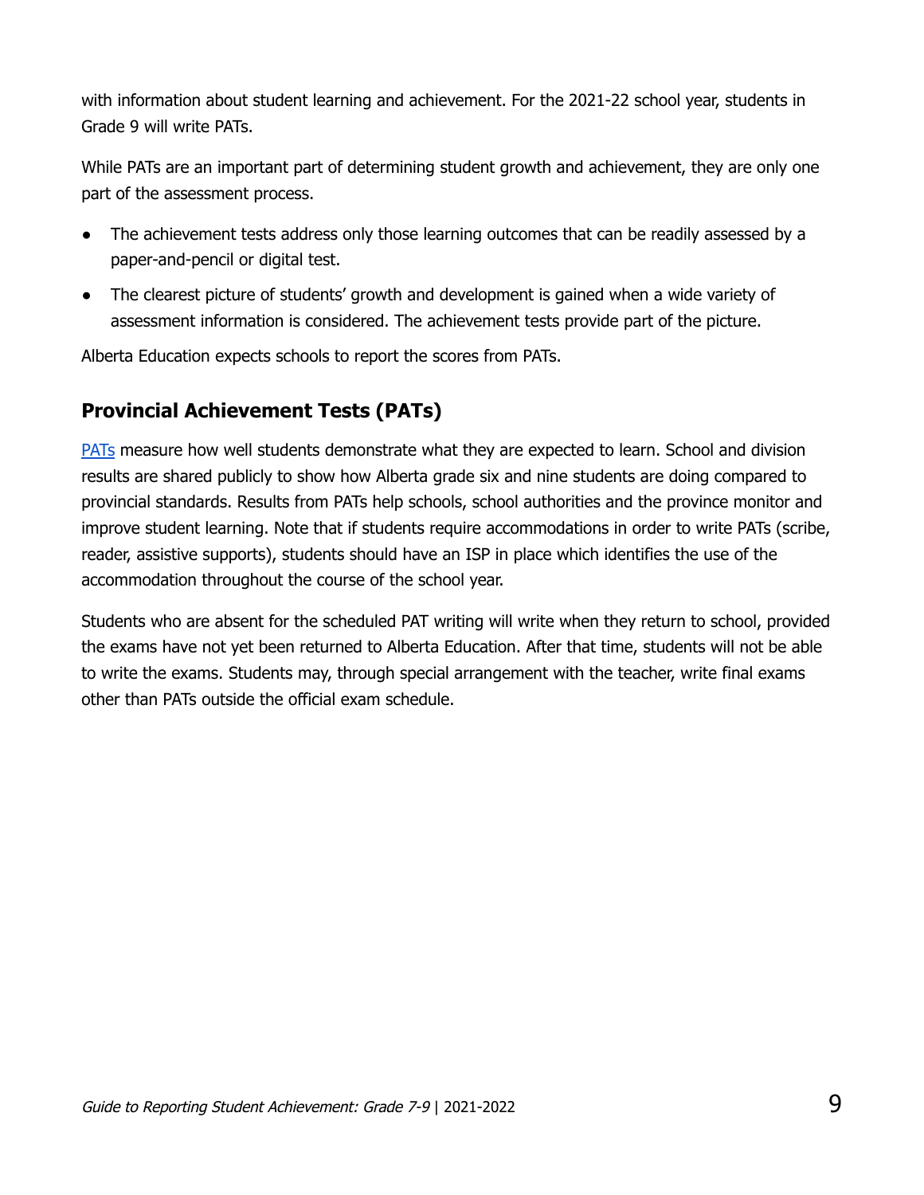with information about student learning and achievement. For the 2021-22 school year, students in Grade 9 will write PATs.

While PATs are an important part of determining student growth and achievement, they are only one part of the assessment process.

- The achievement tests address only those learning outcomes that can be readily assessed by a paper-and-pencil or digital test.
- The clearest picture of students' growth and development is gained when a wide variety of assessment information is considered. The achievement tests provide part of the picture.

Alberta Education expects schools to report the scores from PATs.

## Provincial Achievement Tests (PATs)

PATs measure how well students demonstrate what they are expected to learn. School and division results are shared publicly to show how Alberta grade six and nine students are doing compared to provincial standards. Results from PATs help schools, school authorities and the province monitor and improve student learning. Note that if students require accommodations in order to write PATs (scribe, reader, assistive supports), students should have an ISP in place which identifies the use of the accommodation throughout the course of the school year.

Students who are absent for the scheduled PAT writing will write when they return to school, provided the exams have not yet been returned to Alberta Education. After that time, students will not be able to write the exams. Students may, through special arrangement with the teacher, write final exams other than PATs outside the official exam schedule.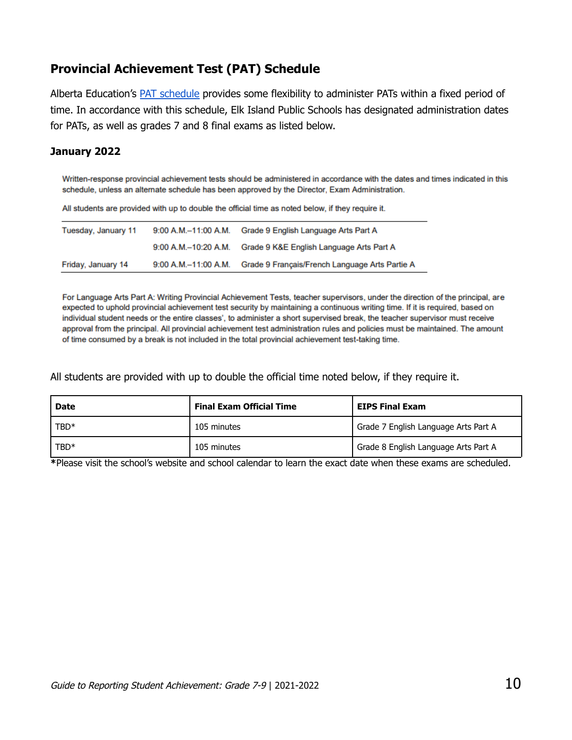## Provincial Achievement Test (PAT) Schedule

Alberta Education's [PAT schedule](#) provides some flexibility to administer PATs within a fixed period of time. In accordance with this schedule, Elk Island Public Schools has designated administration dates for PATs, as well as grades 7 and 8 final exams as listed below.

### January 2022

Written-response provincial achievement tests should be administered in accordance with the dates and times indicated in this schedule, unless an alternate schedule has been approved by the Director, Exam Administration.

All students are provided with up to double the official time as noted below, if they require it.

| | | |
|---|---|---|
| Tuesday, January 11 | 9:00 A.M.–11:00 A.M. | Grade 9 English Language Arts Part A |
| | 9:00 A.M.–10:20 A.M. | Grade 9 K&E English Language Arts Part A |
| Friday, January 14 | 9:00 A.M.–11:00 A.M. | Grade 9 Français/French Language Arts Partie A |

For Language Arts Part A: Writing Provincial Achievement Tests, teacher supervisors, under the direction of the principal, are expected to uphold provincial achievement test security by maintaining a continuous writing time. If it is required, based on individual student needs or the entire classes', to administer a short supervised break, the teacher supervisor must receive approval from the principal. All provincial achievement test administration rules and policies must be maintained. The amount of time consumed by a break is not included in the total provincial achievement test-taking time.

All students are provided with up to double the official time noted below, if they require it.

| Date | Final Exam Official Time | EIPS Final Exam |
|---|---|---|
| TBD* | 105 minutes | Grade 7 English Language Arts Part A |
| TBD* | 105 minutes | Grade 8 English Language Arts Part A |

*Please visit the school's website and school calendar to learn the exact date when these exams are scheduled.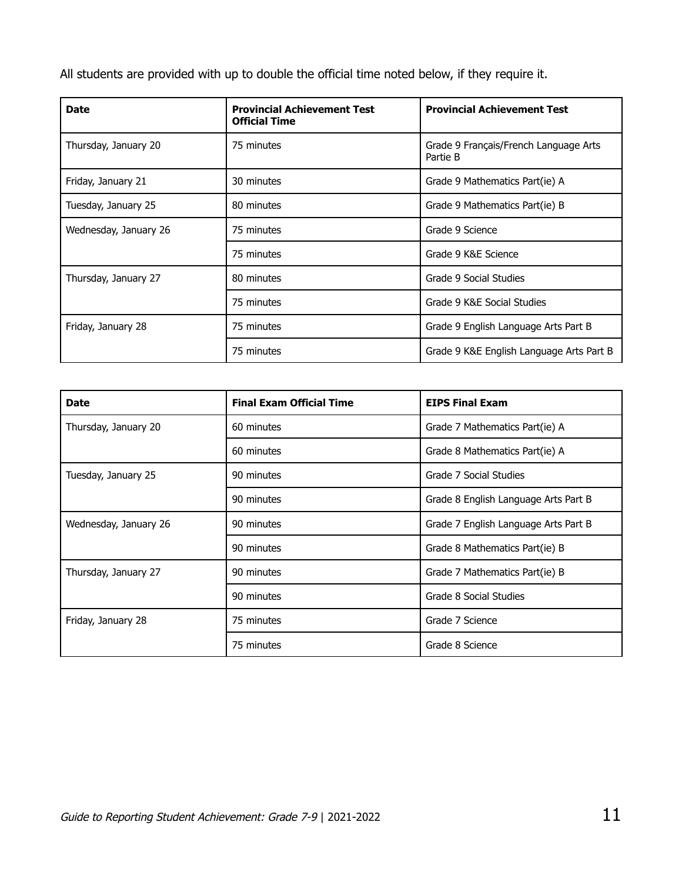All students are provided with up to double the official time noted below, if they require it.

| Date | Provincial Achievement Test Official Time | Provincial Achievement Test |
|---|---|---|
| Thursday, January 20 | 75 minutes | Grade 9 Français/French Language Arts Partie B |
| Friday, January 21 | 30 minutes | Grade 9 Mathematics Part(ie) A |
| Tuesday, January 25 | 80 minutes | Grade 9 Mathematics Part(ie) B |
| Wednesday, January 26 | 75 minutes | Grade 9 Science |
| | 75 minutes | Grade 9 K&E Science |
| Thursday, January 27 | 80 minutes | Grade 9 Social Studies |
| | 75 minutes | Grade 9 K&E Social Studies |
| Friday, January 28 | 75 minutes | Grade 9 English Language Arts Part B |
| | 75 minutes | Grade 9 K&E English Language Arts Part B |

| Date | Final Exam Official Time | EIPS Final Exam |
|---|---|---|
| Thursday, January 20 | 60 minutes | Grade 7 Mathematics Part(ie) A |
| | 60 minutes | Grade 8 Mathematics Part(ie) A |
| Tuesday, January 25 | 90 minutes | Grade 7 Social Studies |
| | 90 minutes | Grade 8 English Language Arts Part B |
| Wednesday, January 26 | 90 minutes | Grade 7 English Language Arts Part B |
| | 90 minutes | Grade 8 Mathematics Part(ie) B |
| Thursday, January 27 | 90 minutes | Grade 7 Mathematics Part(ie) B |
| | 90 minutes | Grade 8 Social Studies |
| Friday, January 28 | 75 minutes | Grade 7 Science |
| | 75 minutes | Grade 8 Science |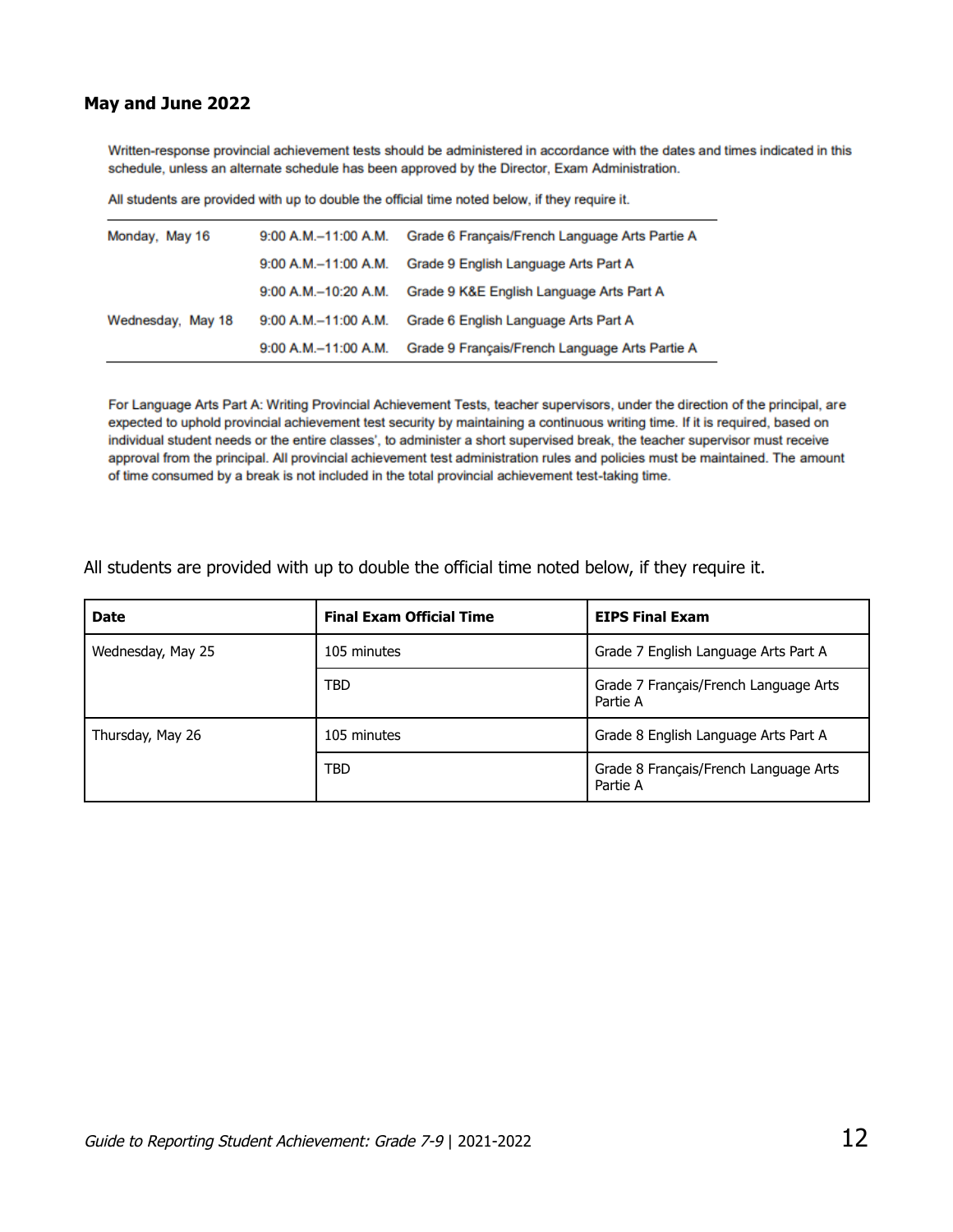**May and June 2022**

Written-response provincial achievement tests should be administered in accordance with the dates and times indicated in this schedule, unless an alternate schedule has been approved by the Director, Exam Administration.

All students are provided with up to double the official time noted below, if they require it.

| | | |
|---|---|---|
| Monday, May 16 | 9:00 A.M.–11:00 A.M. | Grade 6 Français/French Language Arts Partie A |
| | 9:00 A.M.–11:00 A.M. | Grade 9 English Language Arts Part A |
| | 9:00 A.M.–10:20 A.M. | Grade 9 K&E English Language Arts Part A |
| Wednesday, May 18 | 9:00 A.M.–11:00 A.M. | Grade 6 English Language Arts Part A |
| | 9:00 A.M.–11:00 A.M. | Grade 9 Français/French Language Arts Partie A |

For Language Arts Part A: Writing Provincial Achievement Tests, teacher supervisors, under the direction of the principal, are expected to uphold provincial achievement test security by maintaining a continuous writing time. If it is required, based on individual student needs or the entire classes', to administer a short supervised break, the teacher supervisor must receive approval from the principal. All provincial achievement test administration rules and policies must be maintained. The amount of time consumed by a break is not included in the total provincial achievement test-taking time.

All students are provided with up to double the official time noted below, if they require it.

| Date | Final Exam Official Time | EIPS Final Exam |
|---|---|---|
| Wednesday, May 25 | 105 minutes | Grade 7 English Language Arts Part A |
| | TBD | Grade 7 Français/French Language Arts Partie A |
| Thursday, May 26 | 105 minutes | Grade 8 English Language Arts Part A |
| | TBD | Grade 8 Français/French Language Arts Partie A |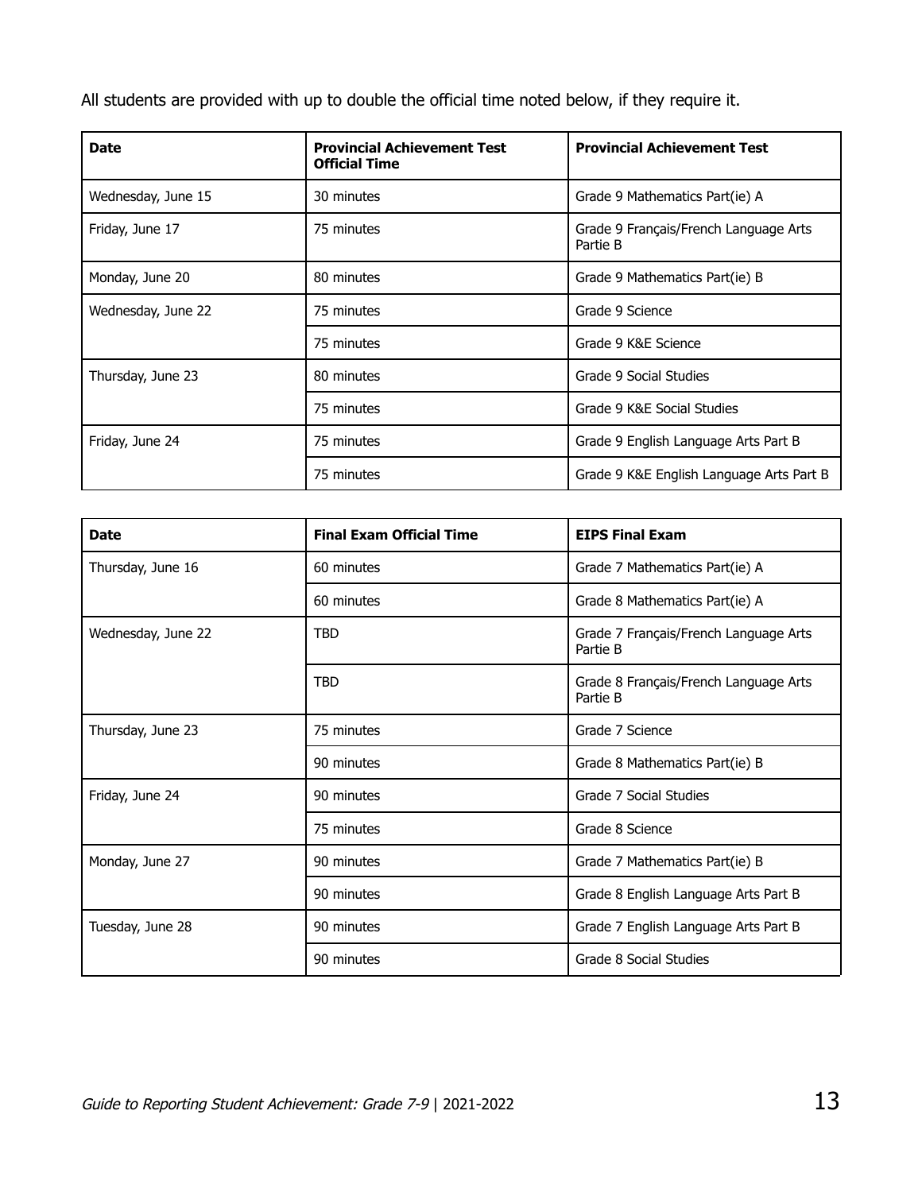All students are provided with up to double the official time noted below, if they require it.

| Date | Provincial Achievement Test Official Time | Provincial Achievement Test |
| --- | --- | --- |
| Wednesday, June 15 | 30 minutes | Grade 9 Mathematics Part(ie) A |
| Friday, June 17 | 75 minutes | Grade 9 Français/French Language Arts Partie B |
| Monday, June 20 | 80 minutes | Grade 9 Mathematics Part(ie) B |
| Wednesday, June 22 | 75 minutes | Grade 9 Science |
| | 75 minutes | Grade 9 K&E Science |
| Thursday, June 23 | 80 minutes | Grade 9 Social Studies |
| | 75 minutes | Grade 9 K&E Social Studies |
| Friday, June 24 | 75 minutes | Grade 9 English Language Arts Part B |
| | 75 minutes | Grade 9 K&E English Language Arts Part B |

| Date | Final Exam Official Time | EIPS Final Exam |
| --- | --- | --- |
| Thursday, June 16 | 60 minutes | Grade 7 Mathematics Part(ie) A |
| | 60 minutes | Grade 8 Mathematics Part(ie) A |
| Wednesday, June 22 | TBD | Grade 7 Français/French Language Arts Partie B |
| | TBD | Grade 8 Français/French Language Arts Partie B |
| Thursday, June 23 | 75 minutes | Grade 7 Science |
| | 90 minutes | Grade 8 Mathematics Part(ie) B |
| Friday, June 24 | 90 minutes | Grade 7 Social Studies |
| | 75 minutes | Grade 8 Science |
| Monday, June 27 | 90 minutes | Grade 7 Mathematics Part(ie) B |
| | 90 minutes | Grade 8 English Language Arts Part B |
| Tuesday, June 28 | 90 minutes | Grade 7 English Language Arts Part B |
| | 90 minutes | Grade 8 Social Studies |